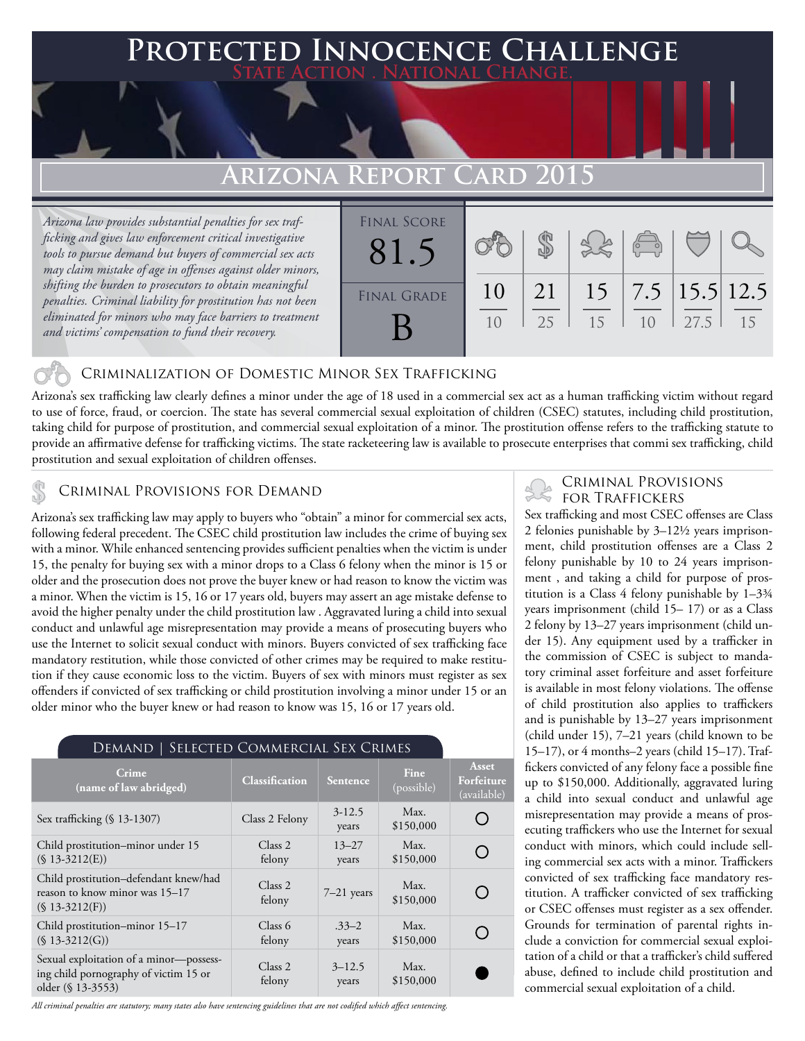# Protected Innocence Challenge

State Action . National Change.

## Arizona Report Card 2015

*Arizona law provides substantial penalties for sex trafficking and gives law enforcement critical investigative tools to pursue demand but buyers of commercial sex acts may claim mistake of age in offenses against older minors, shifting the burden to prosecutors to obtain meaningful penalties. Criminal liability for prostitution has not been eliminated for minors who may face barriers to treatment and victims' compensation to fund their recovery.*

**Final Score:** 81.5

**Final Grade:** B

| Criminalization of Domestic Minor Sex Trafficking | Criminal Provisions for Demand | Criminal Provisions for Traffickers | Criminal Provisions for Facilitators | Protective Provisions for the Child Victims | Criminal Justice Tools for Investigation and Prosecution |
|---|---|---|---|---|---|
| 10/10 | 21/25 | 15/15 | 7.5/10 | 15.5/27.5 | 12.5/15 |

## Criminalization of Domestic Minor Sex Trafficking

Arizona's sex trafficking law clearly defines a minor under the age of 18 used in a commercial sex act as a human trafficking victim without regard to use of force, fraud, or coercion. The state has several commercial sexual exploitation of children (CSEC) statutes, including child prostitution, taking child for purpose of prostitution, and commercial sexual exploitation of a minor. The prostitution offense refers to the trafficking statute to provide an affirmative defense for trafficking victims. The state racketeering law is available to prosecute enterprises that commi sex trafficking, child prostitution and sexual exploitation of children offenses.

## Criminal Provisions for Demand

Arizona's sex trafficking law may apply to buyers who "obtain" a minor for commercial sex acts, following federal precedent. The CSEC child prostitution law includes the crime of buying sex with a minor. While enhanced sentencing provides sufficient penalties when the victim is under 15, the penalty for buying sex with a minor drops to a Class 6 felony when the minor is 15 or older and the prosecution does not prove the buyer knew or had reason to know the victim was a minor. When the victim is 15, 16 or 17 years old, buyers may assert an age mistake defense to avoid the higher penalty under the child prostitution law . Aggravated luring a child into sexual conduct and unlawful age misrepresentation may provide a means of prosecuting buyers who use the Internet to solicit sexual conduct with minors. Buyers convicted of sex trafficking face mandatory restitution, while those convicted of other crimes may be required to make restitution if they cause economic loss to the victim. Buyers of sex with minors must register as sex offenders if convicted of sex trafficking or child prostitution involving a minor under 15 or an older minor who the buyer knew or had reason to know was 15, 16 or 17 years old.

**Demand | Selected Commercial Sex Crimes**

| Crime (name of law abridged) | Classification | Sentence | Fine (possible) | Asset Forfeiture (available) |
|---|---|---|---|---|
| Sex trafficking (§ 13-1307) | Class 2 Felony | 3-12.5 years | Max. $150,000 | ○ |
| Child prostitution–minor under 15 (§ 13-3212(E)) | Class 2 felony | 13–27 years | Max. $150,000 | ○ |
| Child prostitution–defendant knew/had reason to know minor was 15–17 (§ 13-3212(F)) | Class 2 felony | 7–21 years | Max. $150,000 | ○ |
| Child prostitution–minor 15–17 (§ 13-3212(G)) | Class 6 felony | .33–2 years | Max. $150,000 | ○ |
| Sexual exploitation of a minor—possessing child pornography of victim 15 or older (§ 13-3553) | Class 2 felony | 3–12.5 years | Max. $150,000 | ● |

*All criminal penalties are statutory; many states also have sentencing guidelines that are not codified which affect sentencing.*

## Criminal Provisions for Traffickers

Sex trafficking and most CSEC offenses are Class 2 felonies punishable by 3–12½ years imprisonment, child prostitution offenses are a Class 2 felony punishable by 10 to 24 years imprisonment , and taking a child for purpose of prostitution is a Class 4 felony punishable by 1–3¾ years imprisonment (child 15– 17) or as a Class 2 felony by 13–27 years imprisonment (child under 15). Any equipment used by a trafficker in the commission of CSEC is subject to mandatory criminal asset forfeiture and asset forfeiture is available in most felony violations. The offense of child prostitution also applies to traffickers and is punishable by 13–27 years imprisonment (child under 15), 7–21 years (child known to be 15–17), or 4 months–2 years (child 15–17). Traffickers convicted of any felony face a possible fine up to $150,000. Additionally, aggravated luring a child into sexual conduct and unlawful age misrepresentation may provide a means of prosecuting traffickers who use the Internet for sexual conduct with minors, which could include selling commercial sex acts with a minor. Traffickers convicted of sex trafficking face mandatory restitution. A trafficker convicted of sex trafficking or CSEC offenses must register as a sex offender. Grounds for termination of parental rights include a conviction for commercial sexual exploitation of a child or that a trafficker's child suffered abuse, defined to include child prostitution and commercial sexual exploitation of a child.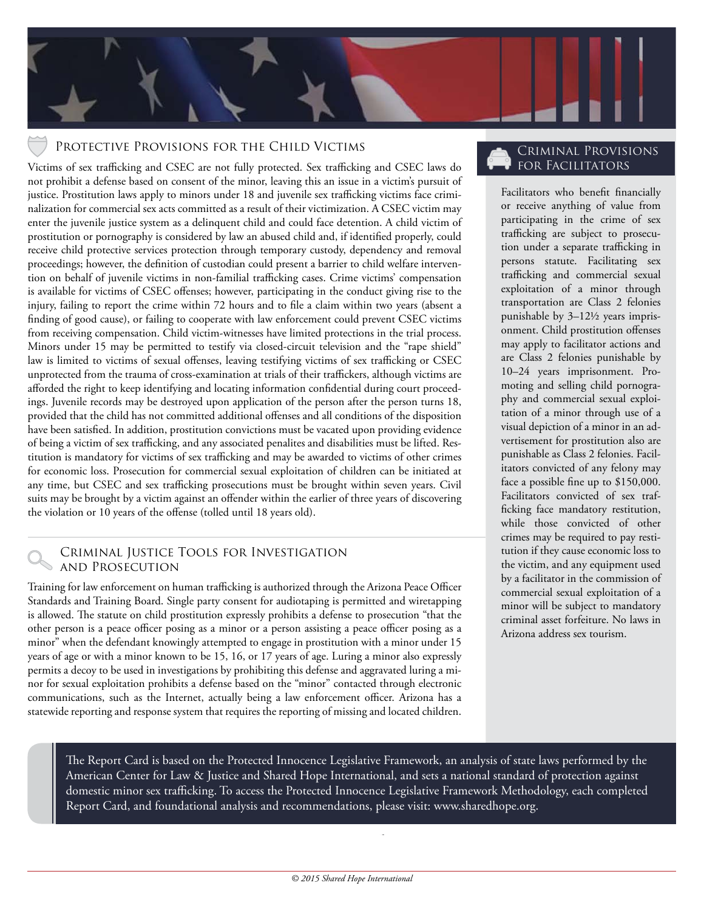## Protective Provisions for the Child Victims

Victims of sex trafficking and CSEC are not fully protected. Sex trafficking and CSEC laws do not prohibit a defense based on consent of the minor, leaving this an issue in a victim's pursuit of justice. Prostitution laws apply to minors under 18 and juvenile sex trafficking victims face criminalization for commercial sex acts committed as a result of their victimization. A CSEC victim may enter the juvenile justice system as a delinquent child and could face detention. A child victim of prostitution or pornography is considered by law an abused child and, if identified properly, could receive child protective services protection through temporary custody, dependency and removal proceedings; however, the definition of custodian could present a barrier to child welfare intervention on behalf of juvenile victims in non-familial trafficking cases. Crime victims' compensation is available for victims of CSEC offenses; however, participating in the conduct giving rise to the injury, failing to report the crime within 72 hours and to file a claim within two years (absent a finding of good cause), or failing to cooperate with law enforcement could prevent CSEC victims from receiving compensation. Child victim-witnesses have limited protections in the trial process. Minors under 15 may be permitted to testify via closed-circuit television and the "rape shield" law is limited to victims of sexual offenses, leaving testifying victims of sex trafficking or CSEC unprotected from the trauma of cross-examination at trials of their traffickers, although victims are afforded the right to keep identifying and locating information confidential during court proceedings. Juvenile records may be destroyed upon application of the person after the person turns 18, provided that the child has not committed additional offenses and all conditions of the disposition have been satisfied. In addition, prostitution convictions must be vacated upon providing evidence of being a victim of sex trafficking, and any associated penalites and disabilities must be lifted. Restitution is mandatory for victims of sex trafficking and may be awarded to victims of other crimes for economic loss. Prosecution for commercial sexual exploitation of children can be initiated at any time, but CSEC and sex trafficking prosecutions must be brought within seven years. Civil suits may be brought by a victim against an offender within the earlier of three years of discovering the violation or 10 years of the offense (tolled until 18 years old).

## Criminal Justice Tools for Investigation and Prosecution

Training for law enforcement on human trafficking is authorized through the Arizona Peace Officer Standards and Training Board. Single party consent for audiotaping is permitted and wiretapping is allowed. The statute on child prostitution expressly prohibits a defense to prosecution "that the other person is a peace officer posing as a minor or a person assisting a peace officer posing as a minor" when the defendant knowingly attempted to engage in prostitution with a minor under 15 years of age or with a minor known to be 15, 16, or 17 years of age. Luring a minor also expressly permits a decoy to be used in investigations by prohibiting this defense and aggravated luring a minor for sexual exploitation prohibits a defense based on the "minor" contacted through electronic communications, such as the Internet, actually being a law enforcement officer. Arizona has a statewide reporting and response system that requires the reporting of missing and located children.

## Criminal Provisions for Facilitators

Facilitators who benefit financially or receive anything of value from participating in the crime of sex trafficking are subject to prosecution under a separate trafficking in persons statute. Facilitating sex trafficking and commercial sexual exploitation of a minor through transportation are Class 2 felonies punishable by 3–12½ years imprisonment. Child prostitution offenses may apply to facilitator actions and are Class 2 felonies punishable by 10–24 years imprisonment. Promoting and selling child pornography and commercial sexual exploitation of a minor through use of a visual depiction of a minor in an advertisement for prostitution also are punishable as Class 2 felonies. Facilitators convicted of any felony may face a possible fine up to $150,000. Facilitators convicted of sex trafficking face mandatory restitution, while those convicted of other crimes may be required to pay restitution if they cause economic loss to the victim, and any equipment used by a facilitator in the commission of commercial sexual exploitation of a minor will be subject to mandatory criminal asset forfeiture. No laws in Arizona address sex tourism.

The Report Card is based on the Protected Innocence Legislative Framework, an analysis of state laws performed by the American Center for Law & Justice and Shared Hope International, and sets a national standard of protection against domestic minor sex trafficking. To access the Protected Innocence Legislative Framework Methodology, each completed Report Card, and foundational analysis and recommendations, please visit: www.sharedhope.org.

*© 2015 Shared Hope International*